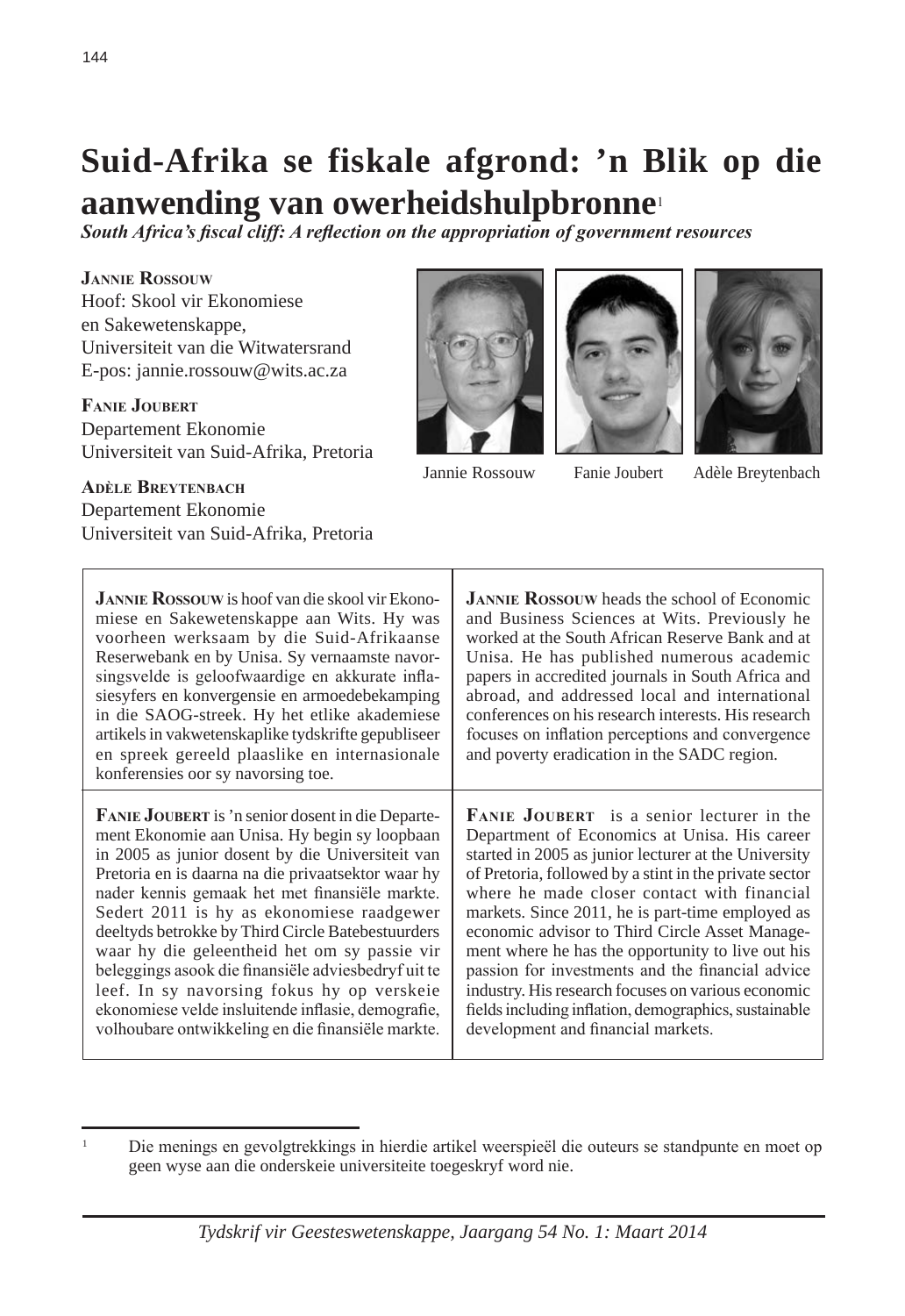# Suid-Afrika se fiskale afgrond: 'n Blik op die aanwending van owerheidshulpbronne[1]

***South Africa's fiscal cliff: A reflection on the appropriation of government resources***

**Jannie Rossouw**
Hoof: Skool vir Ekonomiese en Sakewetenskappe,
Universiteit van die Witwatersrand
E-pos: jannie.rossouw@wits.ac.za

**Fanie Joubert**
Departement Ekonomie
Universiteit van Suid-Afrika, Pretoria

**Adèle Breytenbach**
Departement Ekonomie
Universiteit van Suid-Afrika, Pretoria

Jannie Rossouw Fanie Joubert Adèle Breytenbach

| | |
|---|---|
| **Jannie Rossouw** is hoof van die skool vir Ekonomiese en Sakewetenskappe aan Wits. Hy was voorheen werksaam by die Suid-Afrikaanse Reserwebank en by Unisa. Sy vernaamste navorsingsvelde is geloofwaardige en akkurate inflasiesyfers en konvergensie en armoedebekamping in die SAOG-streek. Hy het etlike akademiese artikels in vakwetenskaplike tydskrifte gepubliseer en spreek gereeld plaaslike en internasionale konferensies oor sy navorsing toe. | **Jannie Rossouw** heads the school of Economic and Business Sciences at Wits. Previously he worked at the South African Reserve Bank and at Unisa. He has published numerous academic papers in accredited journals in South Africa and abroad, and addressed local and international conferences on his research interests. His research focuses on inflation perceptions and convergence and poverty eradication in the SADC region. |
| **Fanie Joubert** is 'n senior dosent in die Departement Ekonomie aan Unisa. Hy begin sy loopbaan in 2005 as junior dosent by die Universiteit van Pretoria en is daarna na die privaatsektor waar hy nader kennis gemaak het met finansiële markte. Sedert 2011 is hy as ekonomiese raadgewer deeltyds betrokke by Third Circle Batebestuurders waar hy die geleentheid het om sy passie vir beleggings asook die finansiële adviesbedryf uit te leef. In sy navorsing fokus hy op verskeie ekonomiese velde insluitende inflasie, demografie, volhoubare ontwikkeling en die finansiële markte. | **Fanie Joubert** is a senior lecturer in the Department of Economics at Unisa. His career started in 2005 as junior lecturer at the University of Pretoria, followed by a stint in the private sector where he made closer contact with financial markets. Since 2011, he is part-time employed as economic advisor to Third Circle Asset Management where he has the opportunity to live out his passion for investments and the financial advice industry. His research focuses on various economic fields including inflation, demographics, sustainable development and financial markets. |

[1] Die menings en gevolgtrekkings in hierdie artikel weerspieël die outeurs se standpunte en moet op geen wyse aan die onderskeie universiteite toegeskryf word nie.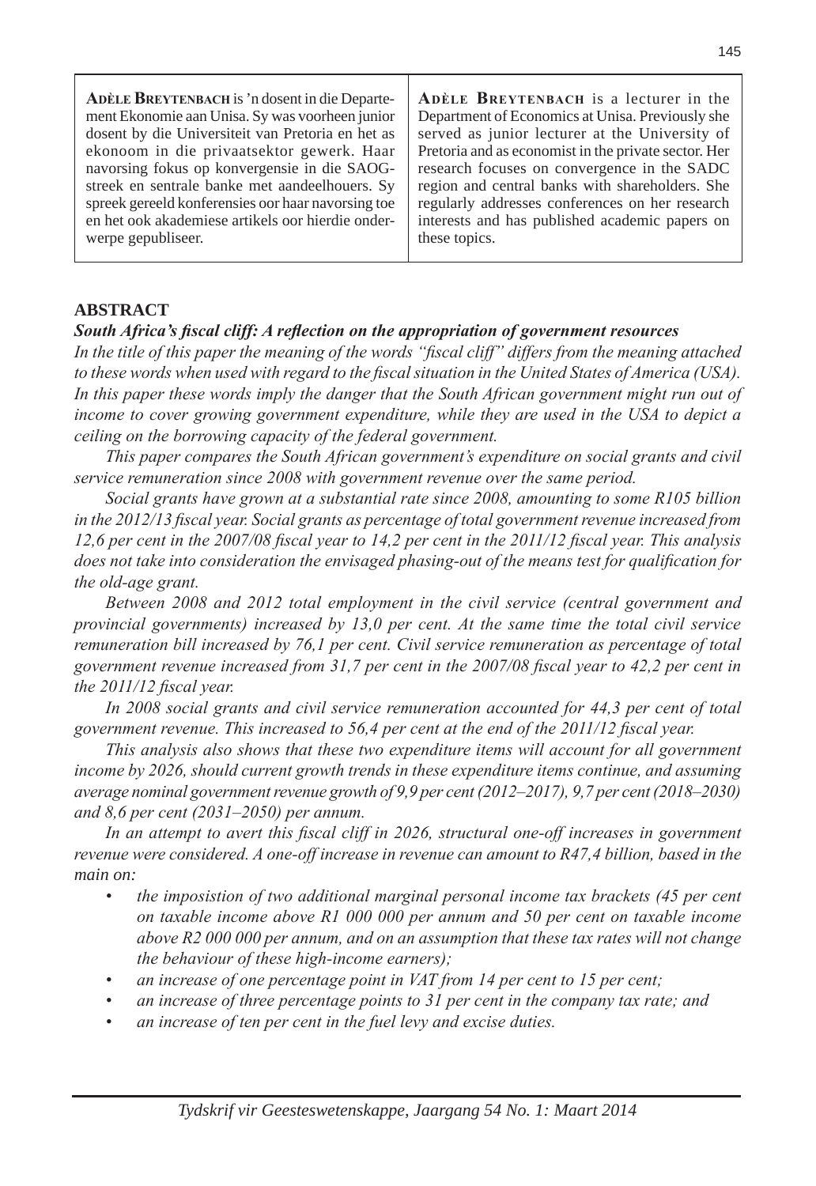**Adèle Breytenbach** is 'n dosent in die Departement Ekonomie aan Unisa. Sy was voorheen junior dosent by die Universiteit van Pretoria en het as ekonoom in die privaatsektor gewerk. Haar navorsing fokus op konvergensie in die SAOG-streek en sentrale banke met aandeelhouers. Sy spreek gereeld konferensies oor haar navorsing toe en het ook akademiese artikels oor hierdie onderwerpe gepubliseer.

**Adèle Breytenbach** is a lecturer in the Department of Economics at Unisa. Previously she served as junior lecturer at the University of Pretoria and as economist in the private sector. Her research focuses on convergence in the SADC region and central banks with shareholders. She regularly addresses conferences on her research interests and has published academic papers on these topics.

## ABSTRACT

***South Africa's fiscal cliff: A reflection on the appropriation of government resources***

*In the title of this paper the meaning of the words "fiscal cliff" differs from the meaning attached to these words when used with regard to the fiscal situation in the United States of America (USA). In this paper these words imply the danger that the South African government might run out of income to cover growing government expenditure, while they are used in the USA to depict a ceiling on the borrowing capacity of the federal government.*

*This paper compares the South African government's expenditure on social grants and civil service remuneration since 2008 with government revenue over the same period.*

*Social grants have grown at a substantial rate since 2008, amounting to some R105 billion in the 2012/13 fiscal year. Social grants as percentage of total government revenue increased from 12,6 per cent in the 2007/08 fiscal year to 14,2 per cent in the 2011/12 fiscal year. This analysis does not take into consideration the envisaged phasing-out of the means test for qualification for the old-age grant.*

*Between 2008 and 2012 total employment in the civil service (central government and provincial governments) increased by 13,0 per cent. At the same time the total civil service remuneration bill increased by 76,1 per cent. Civil service remuneration as percentage of total government revenue increased from 31,7 per cent in the 2007/08 fiscal year to 42,2 per cent in the 2011/12 fiscal year.*

*In 2008 social grants and civil service remuneration accounted for 44,3 per cent of total government revenue. This increased to 56,4 per cent at the end of the 2011/12 fiscal year.*

*This analysis also shows that these two expenditure items will account for all government income by 2026, should current growth trends in these expenditure items continue, and assuming average nominal government revenue growth of 9,9 per cent (2012–2017), 9,7 per cent (2018–2030) and 8,6 per cent (2031–2050) per annum.*

*In an attempt to avert this fiscal cliff in 2026, structural one-off increases in government revenue were considered. A one-off increase in revenue can amount to R47,4 billion, based in the main on:*

- *the imposistion of two additional marginal personal income tax brackets (45 per cent on taxable income above R1 000 000 per annum and 50 per cent on taxable income above R2 000 000 per annum, and on an assumption that these tax rates will not change the behaviour of these high-income earners);*
- *an increase of one percentage point in VAT from 14 per cent to 15 per cent;*
- *an increase of three percentage points to 31 per cent in the company tax rate; and*
- *an increase of ten per cent in the fuel levy and excise duties.*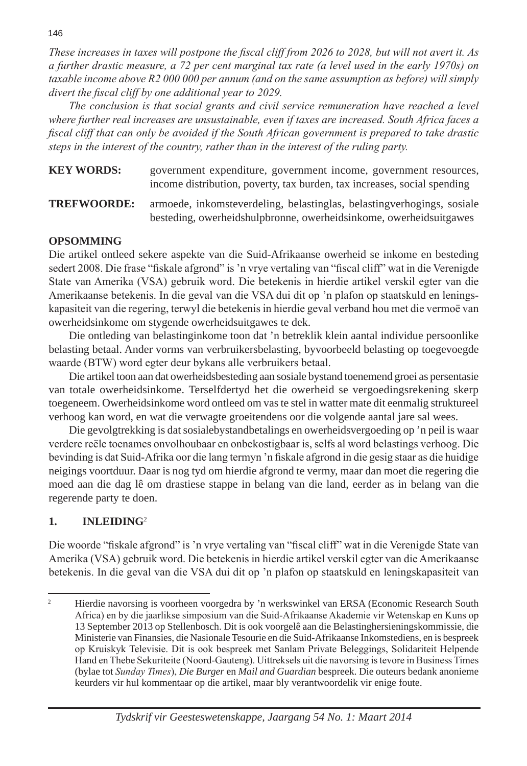*These increases in taxes will postpone the fiscal cliff from 2026 to 2028, but will not avert it. As a further drastic measure, a 72 per cent marginal tax rate (a level used in the early 1970s) on taxable income above R2 000 000 per annum (and on the same assumption as before) will simply divert the fiscal cliff by one additional year to 2029.*

*The conclusion is that social grants and civil service remuneration have reached a level where further real increases are unsustainable, even if taxes are increased. South Africa faces a fiscal cliff that can only be avoided if the South African government is prepared to take drastic steps in the interest of the country, rather than in the interest of the ruling party.*

**KEY WORDS:** government expenditure, government income, government resources, income distribution, poverty, tax burden, tax increases, social spending

**TREFWOORDE:** armoede, inkomsteverdeling, belastinglas, belastingverhogings, sosiale besteding, owerheidshulpbronne, owerheidsinkome, owerheidsuitgawes

**OPSOMMING**

Die artikel ontleed sekere aspekte van die Suid-Afrikaanse owerheid se inkome en besteding sedert 2008. Die frase "fiskale afgrond" is 'n vrye vertaling van "fiscal cliff" wat in die Verenigde State van Amerika (VSA) gebruik word. Die betekenis in hierdie artikel verskil egter van die Amerikaanse betekenis. In die geval van die VSA dui dit op 'n plafon op staatskuld en leningskapasiteit van die regering, terwyl die betekenis in hierdie geval verband hou met die vermoë van owerheidsinkome om stygende owerheidsuitgawes te dek.

Die ontleding van belastinginkome toon dat 'n betreklik klein aantal individue persoonlike belasting betaal. Ander vorms van verbruikersbelasting, byvoorbeeld belasting op toegevoegde waarde (BTW) word egter deur bykans alle verbruikers betaal.

Die artikel toon aan dat owerheidsbesteding aan sosiale bystand toenemend groei as persentasie van totale owerheidsinkome. Terselfdertyd het die owerheid se vergoedingsrekening skerp toegeneem. Owerheidsinkome word ontleed om vas te stel in watter mate dit eenmalig struktureel verhoog kan word, en wat die verwagte groeitendens oor die volgende aantal jare sal wees.

Die gevolgtrekking is dat sosialebystandbetalings en owerheidsvergoeding op 'n peil is waar verdere reële toenames onvolhoubaar en onbekostigbaar is, selfs al word belastings verhoog. Die bevinding is dat Suid-Afrika oor die lang termyn 'n fiskale afgrond in die gesig staar as die huidige neigings voortduur. Daar is nog tyd om hierdie afgrond te vermy, maar dan moet die regering die moed aan die dag lê om drastiese stappe in belang van die land, eerder as in belang van die regerende party te doen.

## 1. INLEIDING[2]

Die woorde "fiskale afgrond" is 'n vrye vertaling van "fiscal cliff" wat in die Verenigde State van Amerika (VSA) gebruik word. Die betekenis in hierdie artikel verskil egter van die Amerikaanse betekenis. In die geval van die VSA dui dit op 'n plafon op staatskuld en leningskapasiteit van

---

[2] Hierdie navorsing is voorheen voorgedra by 'n werkswinkel van ERSA (Economic Research South Africa) en by die jaarlikse simposium van die Suid-Afrikaanse Akademie vir Wetenskap en Kuns op 13 September 2013 op Stellenbosch. Dit is ook voorgelê aan die Belastinghersieningskommissie, die Ministerie van Finansies, die Nasionale Tesourie en die Suid-Afrikaanse Inkomstediens, en is bespreek op Kruiskyk Televisie. Dit is ook bespreek met Sanlam Private Beleggings, Solidariteit Helpende Hand en Thebe Sekuriteite (Noord-Gauteng). Uittreksels uit die navorsing is tevore in Business Times (bylae tot *Sunday Times*), *Die Burger* en *Mail and Guardian* bespreek. Die outeurs bedank anonieme keurders vir hul kommentaar op die artikel, maar bly verantwoordelik vir enige foute.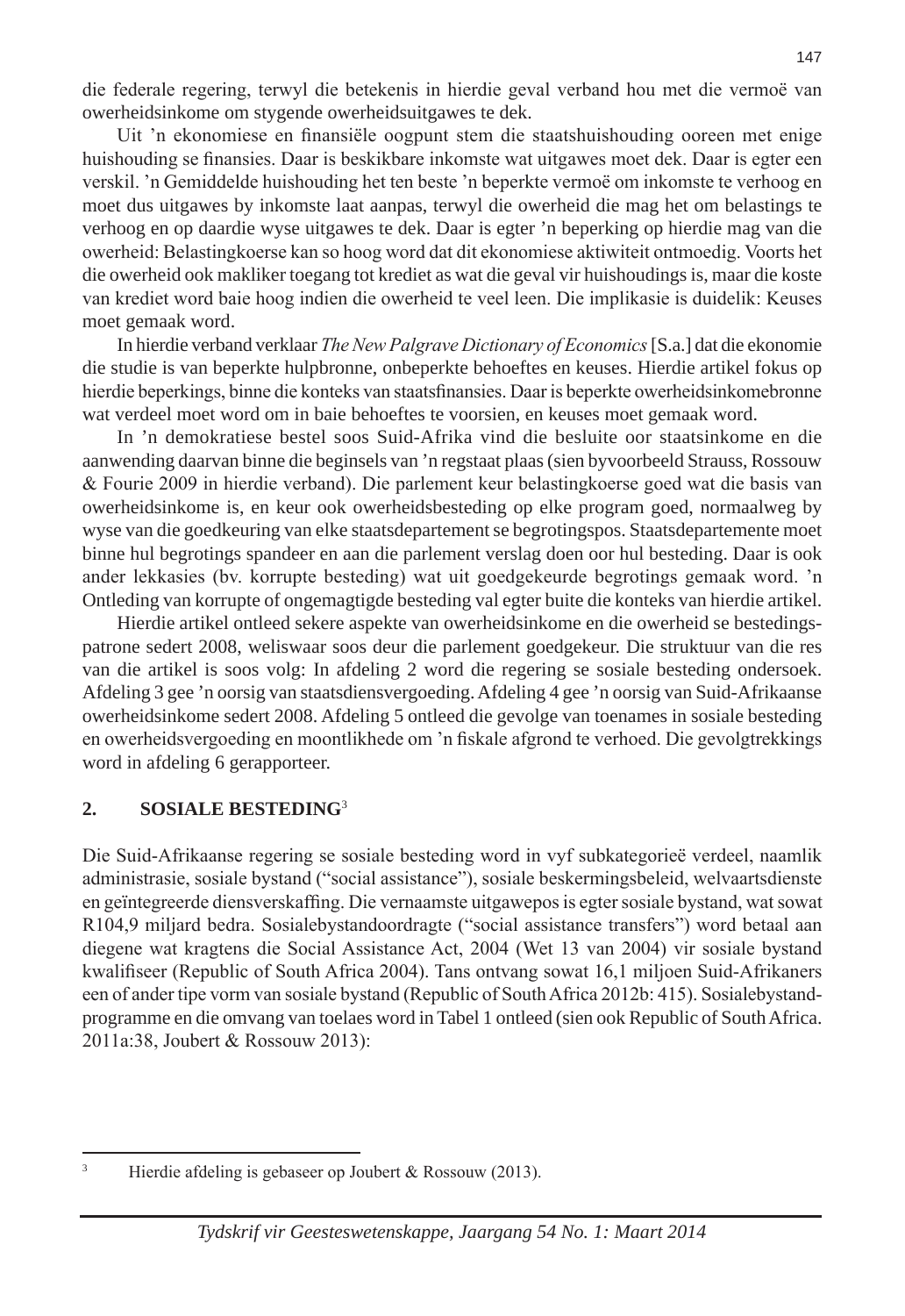die federale regering, terwyl die betekenis in hierdie geval verband hou met die vermoë van owerheidsinkome om stygende owerheidsuitgawes te dek.

Uit 'n ekonomiese en finansiële oogpunt stem die staatshuishouding ooreen met enige huishouding se finansies. Daar is beskikbare inkomste wat uitgawes moet dek. Daar is egter een verskil. 'n Gemiddelde huishouding het ten beste 'n beperkte vermoë om inkomste te verhoog en moet dus uitgawes by inkomste laat aanpas, terwyl die owerheid die mag het om belastings te verhoog en op daardie wyse uitgawes te dek. Daar is egter 'n beperking op hierdie mag van die owerheid: Belastingkoerse kan so hoog word dat dit ekonomiese aktiwiteit ontmoedig. Voorts het die owerheid ook makliker toegang tot krediet as wat die geval vir huishoudings is, maar die koste van krediet word baie hoog indien die owerheid te veel leen. Die implikasie is duidelik: Keuses moet gemaak word.

In hierdie verband verklaar *The New Palgrave Dictionary of Economics* [S.a.] dat die ekonomie die studie is van beperkte hulpbronne, onbeperkte behoeftes en keuses. Hierdie artikel fokus op hierdie beperkings, binne die konteks van staatsfinansies. Daar is beperkte owerheidsinkomebronne wat verdeel moet word om in baie behoeftes te voorsien, en keuses moet gemaak word.

In 'n demokratiese bestel soos Suid-Afrika vind die besluite oor staatsinkome en die aanwending daarvan binne die beginsels van 'n regstaat plaas (sien byvoorbeeld Strauss, Rossouw & Fourie 2009 in hierdie verband). Die parlement keur belastingkoerse goed wat die basis van owerheidsinkome is, en keur ook owerheidsbesteding op elke program goed, normaalweg by wyse van die goedkeuring van elke staatsdepartement se begrotingspos. Staatsdepartemente moet binne hul begrotings spandeer en aan die parlement verslag doen oor hul besteding. Daar is ook ander lekkasies (bv. korrupte besteding) wat uit goedgekeurde begrotings gemaak word. 'n Ontleding van korrupte of ongemagtigde besteding val egter buite die konteks van hierdie artikel.

Hierdie artikel ontleed sekere aspekte van owerheidsinkome en die owerheid se bestedingspatrone sedert 2008, weliswaar soos deur die parlement goedgekeur. Die struktuur van die res van die artikel is soos volg: In afdeling 2 word die regering se sosiale besteding ondersoek. Afdeling 3 gee 'n oorsig van staatsdiensvergoeding. Afdeling 4 gee 'n oorsig van Suid-Afrikaanse owerheidsinkome sedert 2008. Afdeling 5 ontleed die gevolge van toenames in sosiale besteding en owerheidsvergoeding en moontlikhede om 'n fiskale afgrond te verhoed. Die gevolgtrekkings word in afdeling 6 gerapporteer.

## 2. SOSIALE BESTEDING[3]

Die Suid-Afrikaanse regering se sosiale besteding word in vyf subkategorieë verdeel, naamlik administrasie, sosiale bystand ("social assistance"), sosiale beskermingsbeleid, welvaartsdienste en geïntegreerde diensverskaffing. Die vernaamste uitgawepos is egter sosiale bystand, wat sowat R104,9 miljard bedra. Sosialebystandoordragte ("social assistance transfers") word betaal aan diegene wat kragtens die Social Assistance Act, 2004 (Wet 13 van 2004) vir sosiale bystand kwalifiseer (Republic of South Africa 2004). Tans ontvang sowat 16,1 miljoen Suid-Afrikaners een of ander tipe vorm van sosiale bystand (Republic of South Africa 2012b: 415). Sosialebystandprogramme en die omvang van toelaes word in Tabel 1 ontleed (sien ook Republic of South Africa. 2011a:38, Joubert & Rossouw 2013):

---

[3] Hierdie afdeling is gebaseer op Joubert & Rossouw (2013).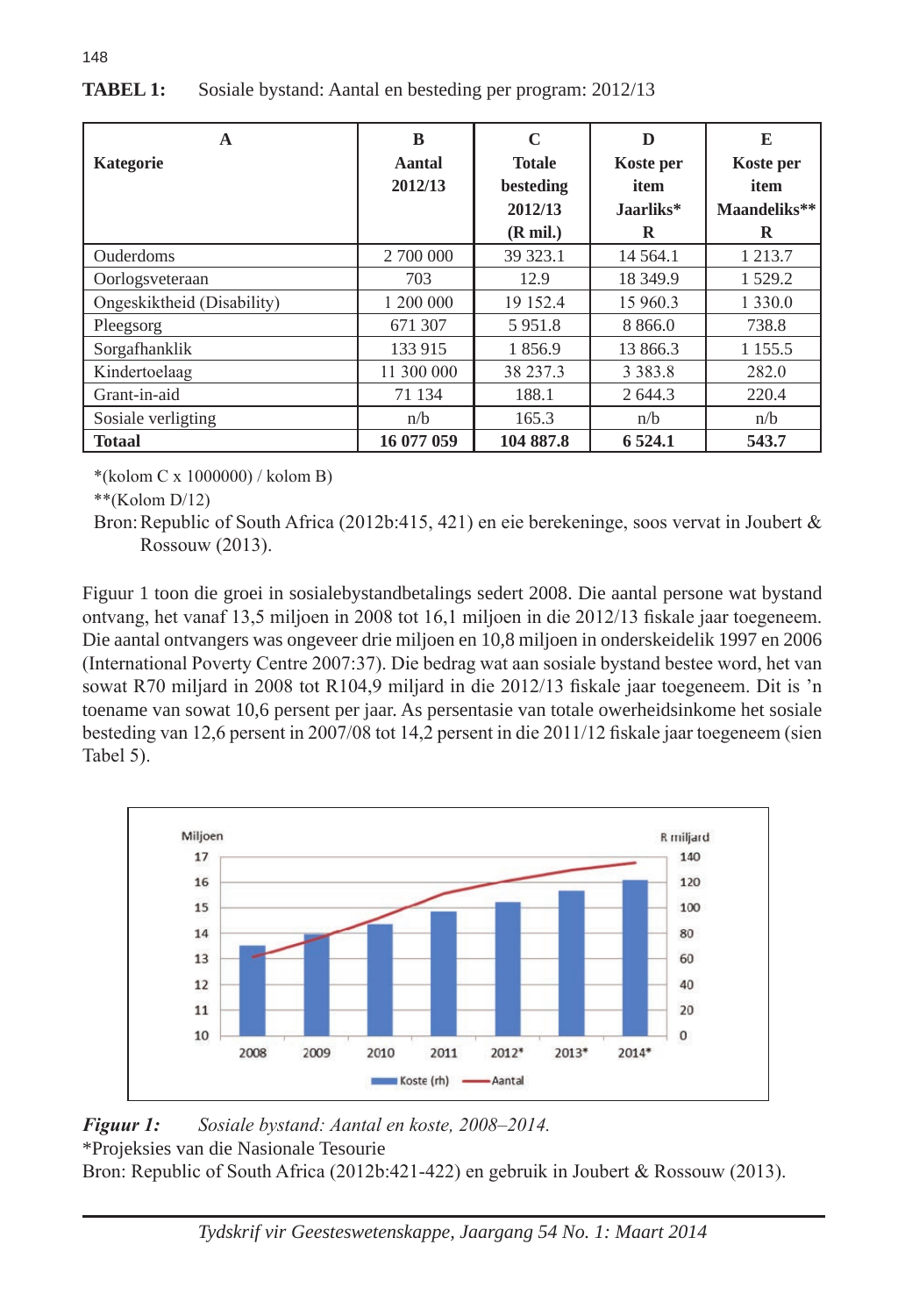**TABEL 1:** Sosiale bystand: Aantal en besteding per program: 2012/13

| A<br>Kategorie | B<br>Aantal<br>2012/13 | C<br>Totale besteding<br>2012/13<br>(R mil.) | D<br>Koste per item<br>Jaarliks*<br>R | E<br>Koste per item<br>Maandeliks**<br>R |
|---|---|---|---|---|
| Ouderdoms | 2 700 000 | 39 323.1 | 14 564.1 | 1 213.7 |
| Oorlogsveteraan | 703 | 12.9 | 18 349.9 | 1 529.2 |
| Ongeskiktheid (Disability) | 1 200 000 | 19 152.4 | 15 960.3 | 1 330.0 |
| Pleegsorg | 671 307 | 5 951.8 | 8 866.0 | 738.8 |
| Sorgafhanklik | 133 915 | 1 856.9 | 13 866.3 | 1 155.5 |
| Kindertoelaag | 11 300 000 | 38 237.3 | 3 383.8 | 282.0 |
| Grant-in-aid | 71 134 | 188.1 | 2 644.3 | 220.4 |
| Sosiale verligting | n/b | 165.3 | n/b | n/b |
| **Totaal** | **16 077 059** | **104 887.8** | **6 524.1** | **543.7** |

*(kolom C x 1000000) / kolom B)

**(Kolom D/12)

Bron: Republic of South Africa (2012b:415, 421) en eie berekeninge, soos vervat in Joubert & Rossouw (2013).

Figuur 1 toon die groei in sosialebystandbetalings sedert 2008. Die aantal persone wat bystand ontvang, het vanaf 13,5 miljoen in 2008 tot 16,1 miljoen in die 2012/13 fiskale jaar toegeneem. Die aantal ontvangers was ongeveer drie miljoen en 10,8 miljoen in onderskeidelik 1997 en 2006 (International Poverty Centre 2007:37). Die bedrag wat aan sosiale bystand bestee word, het van sowat R70 miljard in 2008 tot R104,9 miljard in die 2012/13 fiskale jaar toegeneem. Dit is 'n toename van sowat 10,6 persent per jaar. As persentasie van totale owerheidsinkome het sosiale besteding van 12,6 persent in 2007/08 tot 14,2 persent in die 2011/12 fiskale jaar toegeneem (sien Tabel 5).

*Figuur 1:* *Sosiale bystand: Aantal en koste, 2008–2014.*

*Projeksies van die Nasionale Tesourie

Bron: Republic of South Africa (2012b:421-422) en gebruik in Joubert & Rossouw (2013).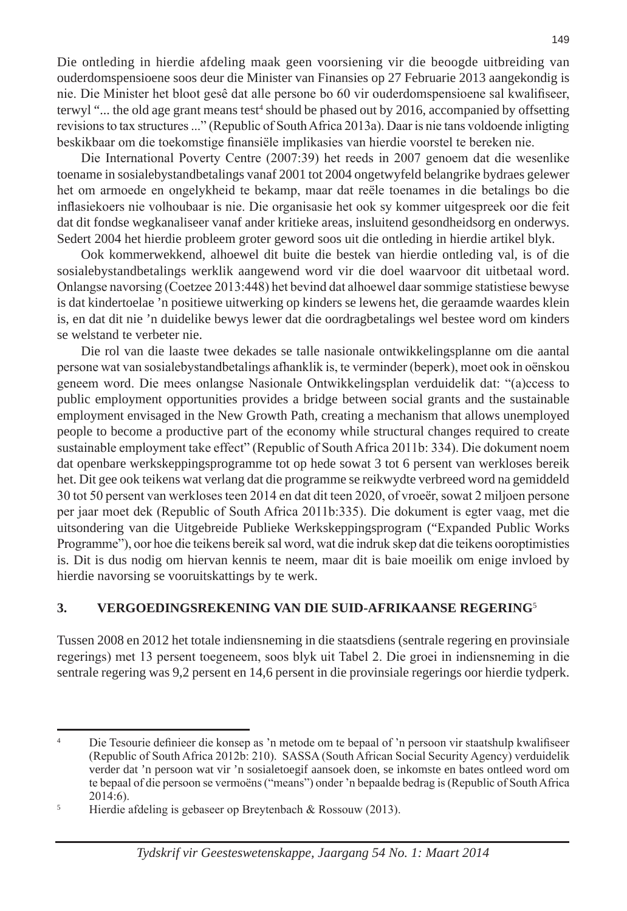Die ontleding in hierdie afdeling maak geen voorsiening vir die beoogde uitbreiding van ouderdomspensioene soos deur die Minister van Finansies op 27 Februarie 2013 aangekondig is nie. Die Minister het bloot gesê dat alle persone bo 60 vir ouderdomspensioene sal kwalifiseer, terwyl "... the old age grant means test[4] should be phased out by 2016, accompanied by offsetting revisions to tax structures ..." (Republic of South Africa 2013a). Daar is nie tans voldoende inligting beskikbaar om die toekomstige finansiële implikasies van hierdie voorstel te bereken nie.

Die International Poverty Centre (2007:39) het reeds in 2007 genoem dat die wesenlike toename in sosialebystandbetalings vanaf 2001 tot 2004 ongetwyfeld belangrike bydraes gelewer het om armoede en ongelykheid te bekamp, maar dat reële toenames in die betalings bo die inflasiekoers nie volhoubaar is nie. Die organisasie het ook sy kommer uitgespreek oor die feit dat dit fondse wegkanaliseer vanaf ander kritieke areas, insluitend gesondheidsorg en onderwys. Sedert 2004 het hierdie probleem groter geword soos uit die ontleding in hierdie artikel blyk.

Ook kommerwekkend, alhoewel dit buite die bestek van hierdie ontleding val, is of die sosialebystandbetalings werklik aangewend word vir die doel waarvoor dit uitbetaal word. Onlangse navorsing (Coetzee 2013:448) het bevind dat alhoewel daar sommige statistiese bewyse is dat kindertoelae 'n positiewe uitwerking op kinders se lewens het, die geraamde waardes klein is, en dat dit nie 'n duidelike bewys lewer dat die oordragbetalings wel bestee word om kinders se welstand te verbeter nie.

Die rol van die laaste twee dekades se talle nasionale ontwikkelingsplanne om die aantal persone wat van sosialebystandbetalings afhanklik is, te verminder (beperk), moet ook in oënskou geneem word. Die mees onlangse Nasionale Ontwikkelingsplan verduidelik dat: "(a)ccess to public employment opportunities provides a bridge between social grants and the sustainable employment envisaged in the New Growth Path, creating a mechanism that allows unemployed people to become a productive part of the economy while structural changes required to create sustainable employment take effect" (Republic of South Africa 2011b: 334). Die dokument noem dat openbare werkskeppingsprogramme tot op hede sowat 3 tot 6 persent van werkloses bereik het. Dit gee ook teikens wat verlang dat die programme se reikwydte verbreed word na gemiddeld 30 tot 50 persent van werkloses teen 2014 en dat dit teen 2020, of vroeër, sowat 2 miljoen persone per jaar moet dek (Republic of South Africa 2011b:335). Die dokument is egter vaag, met die uitsondering van die Uitgebreide Publieke Werkskeppingsprogram ("Expanded Public Works Programme"), oor hoe die teikens bereik sal word, wat die indruk skep dat die teikens ooroptimisties is. Dit is dus nodig om hiervan kennis te neem, maar dit is baie moeilik om enige invloed by hierdie navorsing se vooruitskattings by te werk.

## 3. VERGOEDINGSREKENING VAN DIE SUID-AFRIKAANSE REGERING[5]

Tussen 2008 en 2012 het totale indiensneming in die staatsdiens (sentrale regering en provinsiale regerings) met 13 persent toegeneem, soos blyk uit Tabel 2. Die groei in indiensneming in die sentrale regering was 9,2 persent en 14,6 persent in die provinsiale regerings oor hierdie tydperk.

---

[4] Die Tesourie definieer die konsep as 'n metode om te bepaal of 'n persoon vir staatshulp kwalifiseer (Republic of South Africa 2012b: 210). SASSA (South African Social Security Agency) verduidelik verder dat 'n persoon wat vir 'n sosialetoegif aansoek doen, se inkomste en bates ontleed word om te bepaal of die persoon se vermoëns ("means") onder 'n bepaalde bedrag is (Republic of South Africa 2014:6).

[5] Hierdie afdeling is gebaseer op Breytenbach & Rossouw (2013).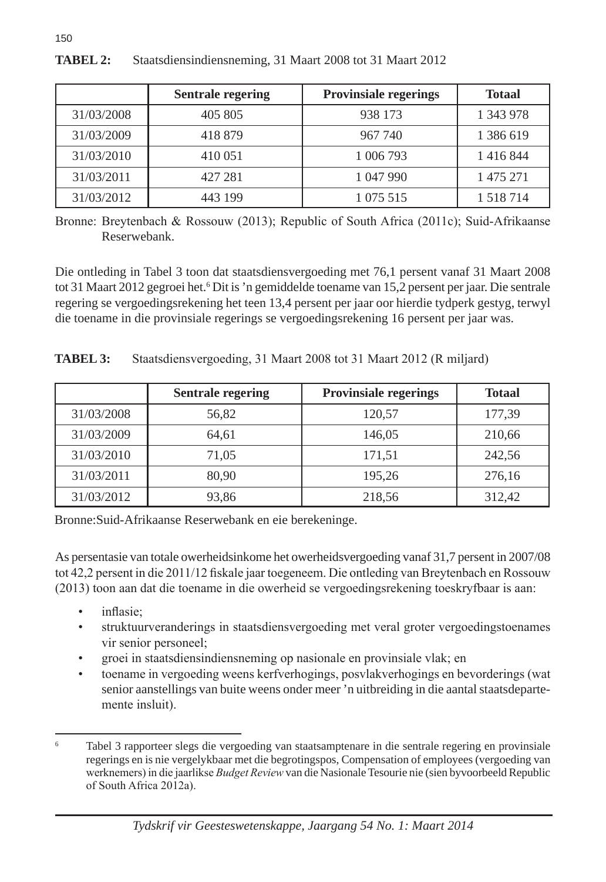**TABEL 2:** Staatsdiensindiensneming, 31 Maart 2008 tot 31 Maart 2012

| | Sentrale regering | Provinsiale regerings | Totaal |
|---|---|---|---|
| 31/03/2008 | 405 805 | 938 173 | 1 343 978 |
| 31/03/2009 | 418 879 | 967 740 | 1 386 619 |
| 31/03/2010 | 410 051 | 1 006 793 | 1 416 844 |
| 31/03/2011 | 427 281 | 1 047 990 | 1 475 271 |
| 31/03/2012 | 443 199 | 1 075 515 | 1 518 714 |

Bronne: Breytenbach & Rossouw (2013); Republic of South Africa (2011c); Suid-Afrikaanse Reserwebank.

Die ontleding in Tabel 3 toon dat staatsdiensvergoeding met 76,1 persent vanaf 31 Maart 2008 tot 31 Maart 2012 gegroei het.[6] Dit is 'n gemiddelde toename van 15,2 persent per jaar. Die sentrale regering se vergoedingsrekening het teen 13,4 persent per jaar oor hierdie tydperk gestyg, terwyl die toename in die provinsiale regerings se vergoedingsrekening 16 persent per jaar was.

**TABEL 3:** Staatsdiensvergoeding, 31 Maart 2008 tot 31 Maart 2012 (R miljard)

| | Sentrale regering | Provinsiale regerings | Totaal |
|---|---|---|---|
| 31/03/2008 | 56,82 | 120,57 | 177,39 |
| 31/03/2009 | 64,61 | 146,05 | 210,66 |
| 31/03/2010 | 71,05 | 171,51 | 242,56 |
| 31/03/2011 | 80,90 | 195,26 | 276,16 |
| 31/03/2012 | 93,86 | 218,56 | 312,42 |

Bronne:Suid-Afrikaanse Reserwebank en eie berekeninge.

As persentasie van totale owerheidsinkome het owerheidsvergoeding vanaf 31,7 persent in 2007/08 tot 42,2 persent in die 2011/12 fiskale jaar toegeneem. Die ontleding van Breytenbach en Rossouw (2013) toon aan dat die toename in die owerheid se vergoedingsrekening toeskryfbaar is aan:

- inflasie;
- struktuurveranderings in staatsdiensvergoeding met veral groter vergoedingstoenames vir senior personeel;
- groei in staatsdiensindiensneming op nasionale en provinsiale vlak; en
- toename in vergoeding weens kerfverhogings, posvlakverhogings en bevorderings (wat senior aanstellings van buite weens onder meer 'n uitbreiding in die aantal staatsdepartemente insluit).

---

[6] Tabel 3 rapporteer slegs die vergoeding van staatsamptenare in die sentrale regering en provinsiale regerings en is nie vergelykbaar met die begrotingspos, Compensation of employees (vergoeding van werknemers) in die jaarlikse *Budget Review* van die Nasionale Tesourie nie (sien byvoorbeeld Republic of South Africa 2012a).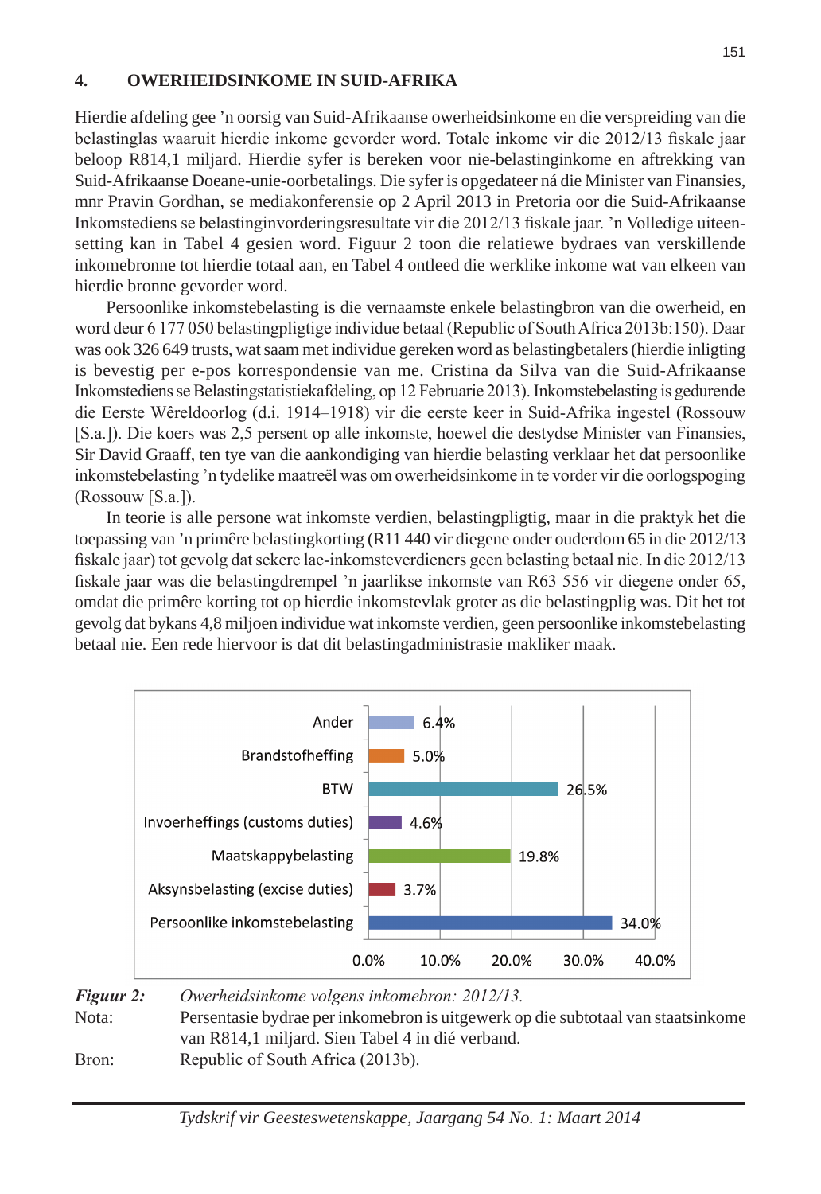## 4. OWERHEIDSINKOME IN SUID-AFRIKA

Hierdie afdeling gee 'n oorsig van Suid-Afrikaanse owerheidsinkome en die verspreiding van die belastinglas waaruit hierdie inkome gevorder word. Totale inkome vir die 2012/13 fiskale jaar beloop R814,1 miljard. Hierdie syfer is bereken voor nie-belastinginkome en aftrekking van Suid-Afrikaanse Doeane-unie-oorbetalings. Die syfer is opgedateer ná die Minister van Finansies, mnr Pravin Gordhan, se mediakonferensie op 2 April 2013 in Pretoria oor die Suid-Afrikaanse Inkomstediens se belastinginvorderingsresultate vir die 2012/13 fiskale jaar. 'n Volledige uiteensetting kan in Tabel 4 gesien word. Figuur 2 toon die relatiewe bydraes van verskillende inkomebronne tot hierdie totaal aan, en Tabel 4 ontleed die werklike inkome wat van elkeen van hierdie bronne gevorder word.

Persoonlike inkomstebelasting is die vernaamste enkele belastingbron van die owerheid, en word deur 6 177 050 belastingpligtige individue betaal (Republic of South Africa 2013b:150). Daar was ook 326 649 trusts, wat saam met individue gereken word as belastingbetalers (hierdie inligting is bevestig per e-pos korrespondensie van me. Cristina da Silva van die Suid-Afrikaanse Inkomstediens se Belastingstatistiekafdeling, op 12 Februarie 2013). Inkomstebelasting is gedurende die Eerste Wêreldoorlog (d.i. 1914–1918) vir die eerste keer in Suid-Afrika ingestel (Rossouw [S.a.]). Die koers was 2,5 persent op alle inkomste, hoewel die destydse Minister van Finansies, Sir David Graaff, ten tye van die aankondiging van hierdie belasting verklaar het dat persoonlike inkomstebelasting 'n tydelike maatreël was om owerheidsinkome in te vorder vir die oorlogspoging (Rossouw [S.a.]).

In teorie is alle persone wat inkomste verdien, belastingpligtig, maar in die praktyk het die toepassing van 'n primêre belastingkorting (R11 440 vir diegene onder ouderdom 65 in die 2012/13 fiskale jaar) tot gevolg dat sekere lae-inkomsteverdieners geen belasting betaal nie. In die 2012/13 fiskale jaar was die belastingdrempel 'n jaarlikse inkomste van R63 556 vir diegene onder 65, omdat die primêre korting tot op hierdie inkomstevlak groter as die belastingplig was. Dit het tot gevolg dat bykans 4,8 miljoen individue wat inkomste verdien, geen persoonlike inkomstebelasting betaal nie. Een rede hiervoor is dat dit belastingadministrasie makliker maak.

| Inkomebron | Persentasie |
|---|---|
| Ander | 6.4% |
| Brandstofheffing | 5.0% |
| BTW | 26.5% |
| Invoerheffings (customs duties) | 4.6% |
| Maatskappybelasting | 19.8% |
| Aksynsbelasting (excise duties) | 3.7% |
| Persoonlike inkomstebelasting | 34.0% |

***Figuur 2:*** *Owerheidsinkome volgens inkomebron: 2012/13.*

Nota: Persentasie bydrae per inkomebron is uitgewerk op die subtotaal van staatsinkome van R814,1 miljard. Sien Tabel 4 in dié verband.

Bron: Republic of South Africa (2013b).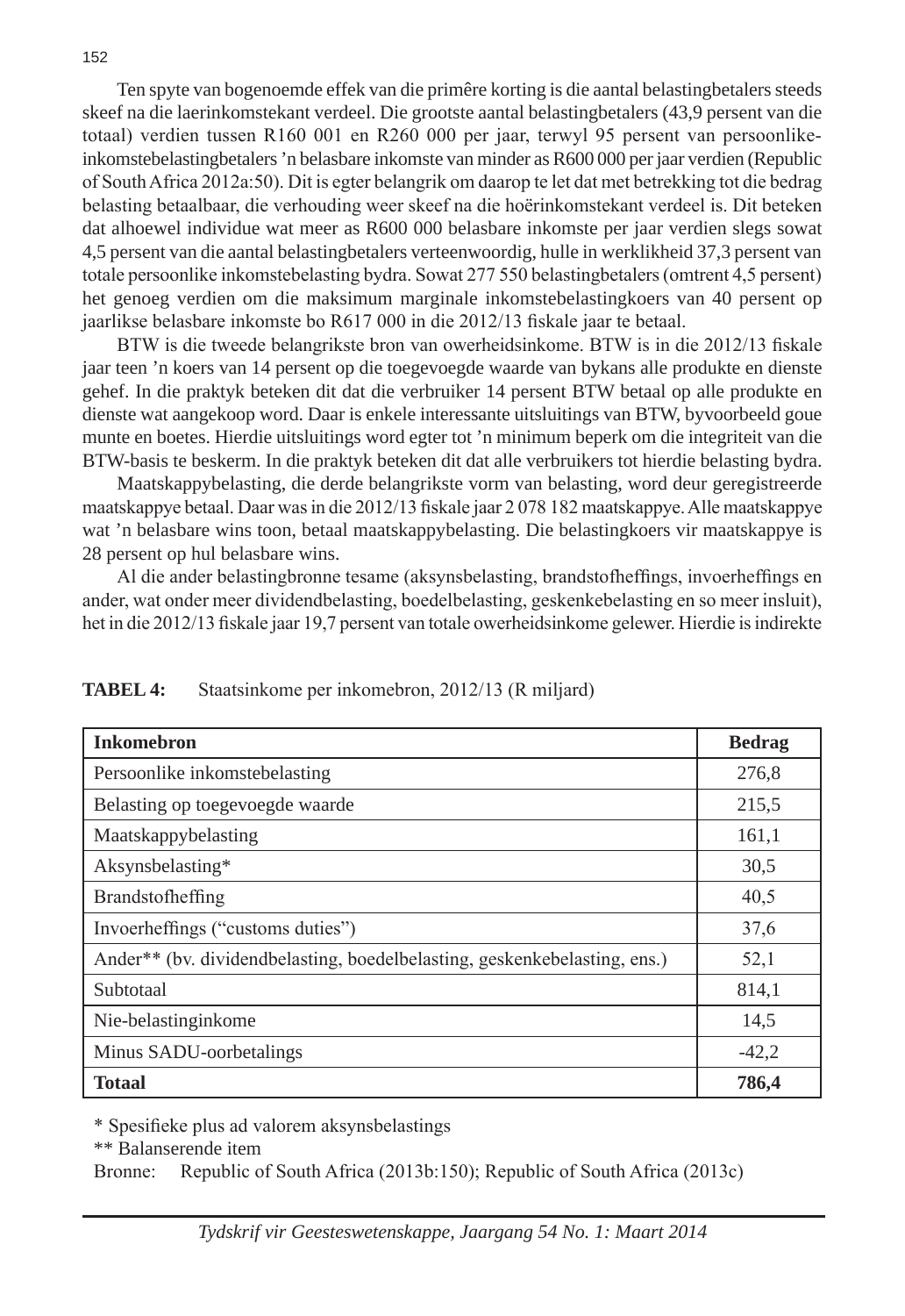Ten spyte van bogenoemde effek van die primêre korting is die aantal belastingbetalers steeds skeef na die laerinkomstekant verdeel. Die grootste aantal belastingbetalers (43,9 persent van die totaal) verdien tussen R160 001 en R260 000 per jaar, terwyl 95 persent van persoonlike-inkomstebelastingbetalers 'n belasbare inkomste van minder as R600 000 per jaar verdien (Republic of South Africa 2012a:50). Dit is egter belangrik om daarop te let dat met betrekking tot die bedrag belasting betaalbaar, die verhouding weer skeef na die hoërinkomstekant verdeel is. Dit beteken dat alhoewel individue wat meer as R600 000 belasbare inkomste per jaar verdien slegs sowat 4,5 persent van die aantal belastingbetalers verteenwoordig, hulle in werklikheid 37,3 persent van totale persoonlike inkomstebelasting bydra. Sowat 277 550 belastingbetalers (omtrent 4,5 persent) het genoeg verdien om die maksimum marginale inkomstebelastingkoers van 40 persent op jaarlikse belasbare inkomste bo R617 000 in die 2012/13 fiskale jaar te betaal.

BTW is die tweede belangrikste bron van owerheidsinkome. BTW is in die 2012/13 fiskale jaar teen 'n koers van 14 persent op die toegevoegde waarde van bykans alle produkte en dienste gehef. In die praktyk beteken dit dat die verbruiker 14 persent BTW betaal op alle produkte en dienste wat aangekoop word. Daar is enkele interessante uitsluitings van BTW, byvoorbeeld goue munte en boetes. Hierdie uitsluitings word egter tot 'n minimum beperk om die integriteit van die BTW-basis te beskerm. In die praktyk beteken dit dat alle verbruikers tot hierdie belasting bydra.

Maatskappybelasting, die derde belangrikste vorm van belasting, word deur geregistreerde maatskappye betaal. Daar was in die 2012/13 fiskale jaar 2 078 182 maatskappye. Alle maatskappye wat 'n belasbare wins toon, betaal maatskappybelasting. Die belastingkoers vir maatskappye is 28 persent op hul belasbare wins.

Al die ander belastingbronne tesame (aksynsbelasting, brandstofheffings, invoerheffings en ander, wat onder meer dividendbelasting, boedelbelasting, geskenkebelasting en so meer insluit), het in die 2012/13 fiskale jaar 19,7 persent van totale owerheidsinkome gelewer. Hierdie is indirekte

**TABEL 4:** Staatsinkome per inkomebron, 2012/13 (R miljard)

| **Inkomebron** | **Bedrag** |
|---|---|
| Persoonlike inkomstebelasting | 276,8 |
| Belasting op toegevoegde waarde | 215,5 |
| Maatskappybelasting | 161,1 |
| Aksynsbelasting* | 30,5 |
| Brandstofheffing | 40,5 |
| Invoerheffings ("customs duties") | 37,6 |
| Ander** (bv. dividendbelasting, boedelbelasting, geskenkebelasting, ens.) | 52,1 |
| Subtotaal | 814,1 |
| Nie-belastinginkome | 14,5 |
| Minus SADU-oorbetalings | -42,2 |
| **Totaal** | **786,4** |

\* Spesifieke plus ad valorem aksynsbelastings

\*\* Balanserende item

Bronne: Republic of South Africa (2013b:150); Republic of South Africa (2013c)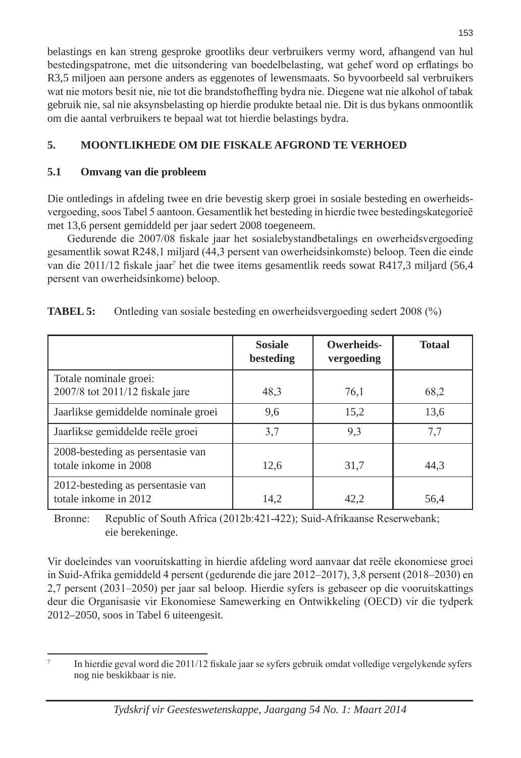belastings en kan streng gesproke grootliks deur verbruikers vermy word, afhangend van hul bestedingspatrone, met die uitsondering van boedelbelasting, wat gehef word op erflatings bo R3,5 miljoen aan persone anders as eggenotes of lewensmaats. So byvoorbeeld sal verbruikers wat nie motors besit nie, nie tot die brandstofheffing bydra nie. Diegene wat nie alkohol of tabak gebruik nie, sal nie aksynsbelasting op hierdie produkte betaal nie. Dit is dus bykans onmoontlik om die aantal verbruikers te bepaal wat tot hierdie belastings bydra.

## 5. MOONTLIKHEDE OM DIE FISKALE AFGROND TE VERHOED

### 5.1 Omvang van die probleem

Die ontledings in afdeling twee en drie bevestig skerp groei in sosiale besteding en owerheidsvergoeding, soos Tabel 5 aantoon. Gesamentlik het besteding in hierdie twee bestedingskategorieë met 13,6 persent gemiddeld per jaar sedert 2008 toegeneem.

Gedurende die 2007/08 fiskale jaar het sosialebystandbetalings en owerheidsvergoeding gesamentlik sowat R248,1 miljard (44,3 persent van owerheidsinkomste) beloop. Teen die einde van die 2011/12 fiskale jaar[7] het die twee items gesamentlik reeds sowat R417,3 miljard (56,4 persent van owerheidsinkome) beloop.

**TABEL 5:** Ontleding van sosiale besteding en owerheidsvergoeding sedert 2008 (%)

| | Sosiale besteding | Owerheids-vergoeding | Totaal |
|---|---|---|---|
| Totale nominale groei: 2007/8 tot 2011/12 fiskale jare | 48,3 | 76,1 | 68,2 |
| Jaarlikse gemiddelde nominale groei | 9,6 | 15,2 | 13,6 |
| Jaarlikse gemiddelde reële groei | 3,7 | 9,3 | 7,7 |
| 2008-besteding as persentasie van totale inkome in 2008 | 12,6 | 31,7 | 44,3 |
| 2012-besteding as persentasie van totale inkome in 2012 | 14,2 | 42,2 | 56,4 |

Bronne: Republic of South Africa (2012b:421-422); Suid-Afrikaanse Reserwebank; eie berekeninge.

Vir doeleindes van vooruitskatting in hierdie afdeling word aanvaar dat reële ekonomiese groei in Suid-Afrika gemiddeld 4 persent (gedurende die jare 2012–2017), 3,8 persent (2018–2030) en 2,7 persent (2031–2050) per jaar sal beloop. Hierdie syfers is gebaseer op die vooruitskattings deur die Organisasie vir Ekonomiese Samewerking en Ontwikkeling (OECD) vir die tydperk 2012–2050, soos in Tabel 6 uiteengesit.

---

[7] In hierdie geval word die 2011/12 fiskale jaar se syfers gebruik omdat volledige vergelykende syfers nog nie beskikbaar is nie.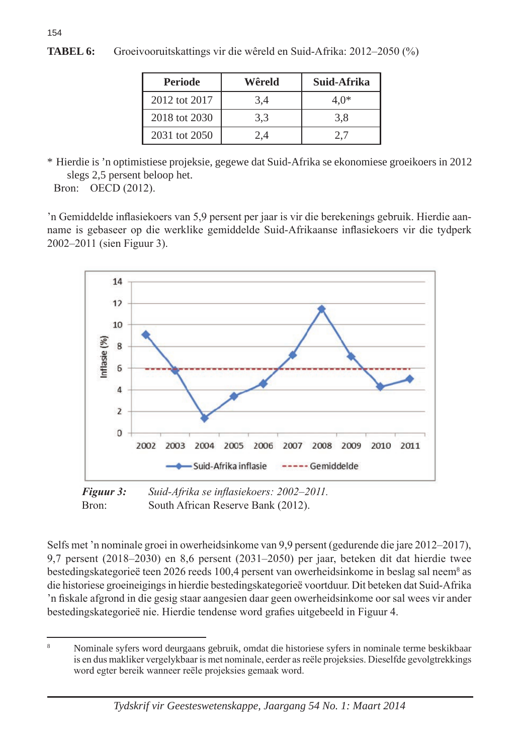**TABEL 6:** Groeivooruitskattings vir die wêreld en Suid-Afrika: 2012–2050 (%)

| Periode | Wêreld | Suid-Afrika |
|---|---|---|
| 2012 tot 2017 | 3,4 | 4,0* |
| 2018 tot 2030 | 3,3 | 3,8 |
| 2031 tot 2050 | 2,4 | 2,7 |

* Hierdie is 'n optimistiese projeksie, gegewe dat Suid-Afrika se ekonomiese groeikoers in 2012 slegs 2,5 persent beloop het.

Bron: OECD (2012).

'n Gemiddelde inflasiekoers van 5,9 persent per jaar is vir die berekenings gebruik. Hierdie aanname is gebaseer op die werklike gemiddelde Suid-Afrikaanse inflasiekoers vir die tydperk 2002–2011 (sien Figuur 3).

***Figuur 3:*** *Suid-Afrika se inflasiekoers: 2002–2011.*
Bron: South African Reserve Bank (2012).

Selfs met 'n nominale groei in owerheidsinkome van 9,9 persent (gedurende die jare 2012–2017), 9,7 persent (2018–2030) en 8,6 persent (2031–2050) per jaar, beteken dit dat hierdie twee bestedingskategorieë teen 2026 reeds 100,4 persent van owerheidsinkome in beslag sal neem[8] as die historiese groeineigings in hierdie bestedingskategorieë voortduur. Dit beteken dat Suid-Afrika 'n fiskale afgrond in die gesig staar aangesien daar geen owerheidsinkome oor sal wees vir ander bestedingskategorieë nie. Hierdie tendense word grafies uitgebeeld in Figuur 4.

---

[8] Nominale syfers word deurgaans gebruik, omdat die historiese syfers in nominale terme beskikbaar is en dus makliker vergelykbaar is met nominale, eerder as reële projeksies. Dieselfde gevolgtrekkings word egter bereik wanneer reële projeksies gemaak word.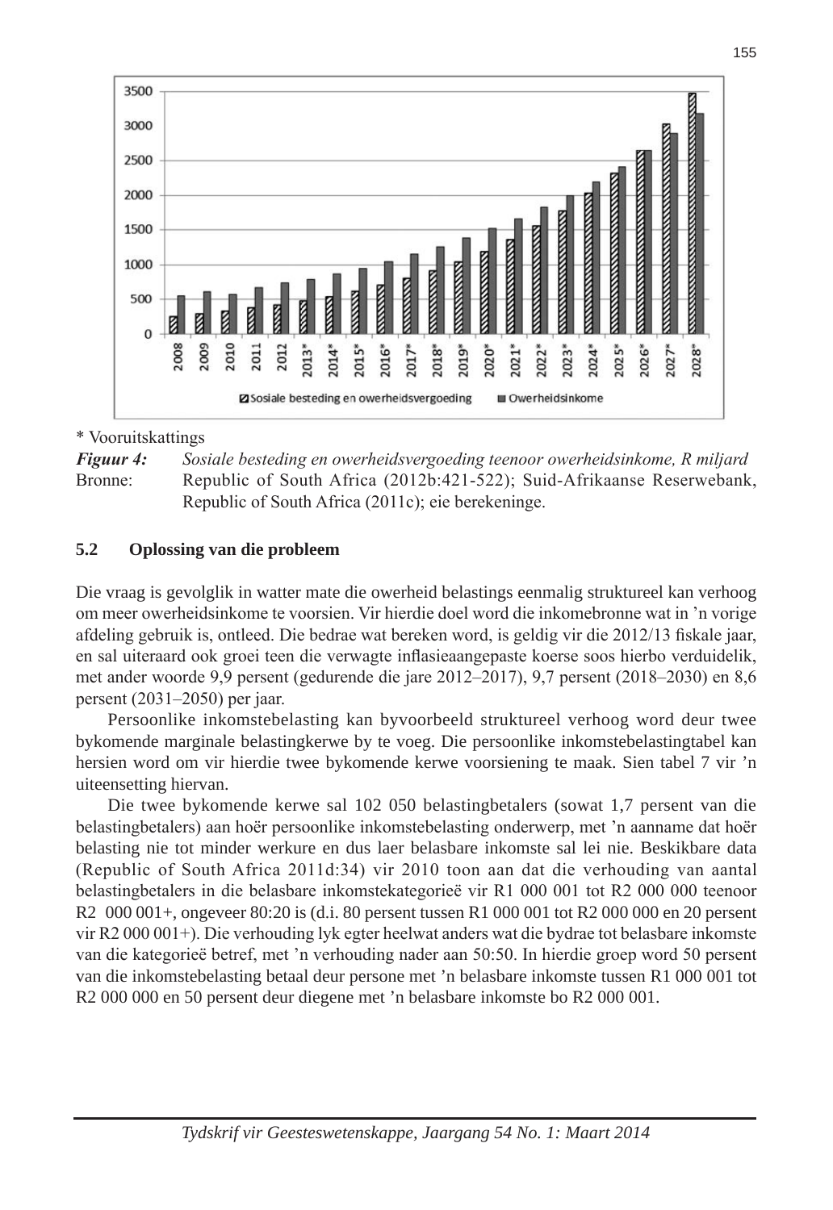\* Vooruitskattings

***Figuur 4:*** *Sosiale besteding en owerheidsvergoeding teenoor owerheidsinkome, R miljard*

Bronne: Republic of South Africa (2012b:421-522); Suid-Afrikaanse Reserwebank, Republic of South Africa (2011c); eie berekeninge.

### 5.2 Oplossing van die probleem

Die vraag is gevolglik in watter mate die owerheid belastings eenmalig struktureel kan verhoog om meer owerheidsinkome te voorsien. Vir hierdie doel word die inkomebronne wat in 'n vorige afdeling gebruik is, ontleed. Die bedrae wat bereken word, is geldig vir die 2012/13 fiskale jaar, en sal uiteraard ook groei teen die verwagte inflasieaangepaste koerse soos hierbo verduidelik, met ander woorde 9,9 persent (gedurende die jare 2012–2017), 9,7 persent (2018–2030) en 8,6 persent (2031–2050) per jaar.

Persoonlike inkomstebelasting kan byvoorbeeld struktureel verhoog word deur twee bykomende marginale belastingkerwe by te voeg. Die persoonlike inkomstebelastingtabel kan hersien word om vir hierdie twee bykomende kerwe voorsiening te maak. Sien tabel 7 vir 'n uiteensetting hiervan.

Die twee bykomende kerwe sal 102 050 belastingbetalers (sowat 1,7 persent van die belastingbetalers) aan hoër persoonlike inkomstebelasting onderwerp, met 'n aanname dat hoër belasting nie tot minder werkure en dus laer belasbare inkomste sal lei nie. Beskikbare data (Republic of South Africa 2011d:34) vir 2010 toon aan dat die verhouding van aantal belastingbetalers in die belasbare inkomstekategorieë vir R1 000 001 tot R2 000 000 teenoor R2 000 001+, ongeveer 80:20 is (d.i. 80 persent tussen R1 000 001 tot R2 000 000 en 20 persent vir R2 000 001+). Die verhouding lyk egter heelwat anders wat die bydrae tot belasbare inkomste van die kategorieë betref, met 'n verhouding nader aan 50:50. In hierdie groep word 50 persent van die inkomstebelasting betaal deur persone met 'n belasbare inkomste tussen R1 000 001 tot R2 000 000 en 50 persent deur diegene met 'n belasbare inkomste bo R2 000 001.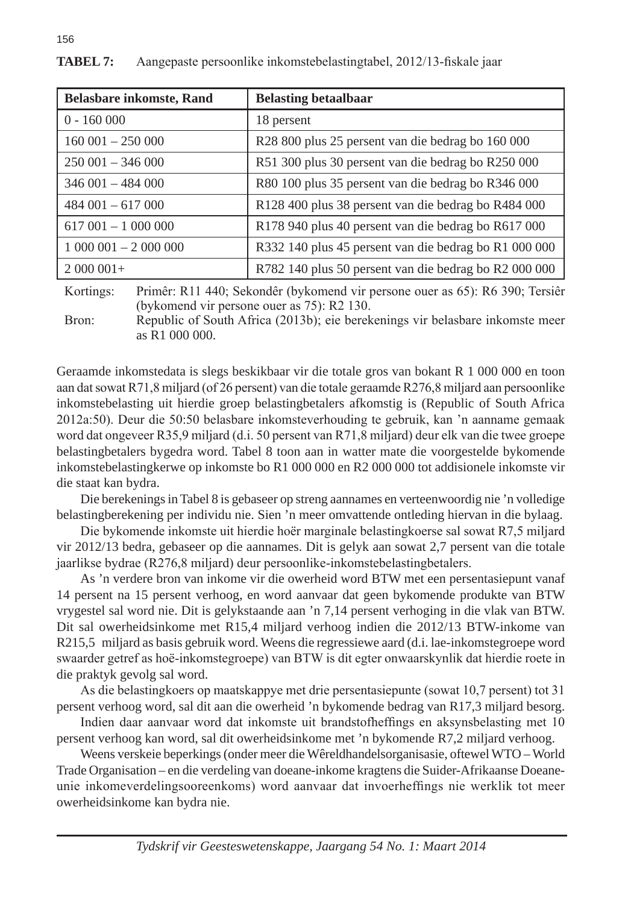**TABEL 7:** Aangepaste persoonlike inkomstebelastingtabel, 2012/13-fiskale jaar

| Belasbare inkomste, Rand | Belasting betaalbaar |
|---|---|
| 0 - 160 000 | 18 persent |
| 160 001 – 250 000 | R28 800 plus 25 persent van die bedrag bo 160 000 |
| 250 001 – 346 000 | R51 300 plus 30 persent van die bedrag bo R250 000 |
| 346 001 – 484 000 | R80 100 plus 35 persent van die bedrag bo R346 000 |
| 484 001 – 617 000 | R128 400 plus 38 persent van die bedrag bo R484 000 |
| 617 001 – 1 000 000 | R178 940 plus 40 persent van die bedrag bo R617 000 |
| 1 000 001 – 2 000 000 | R332 140 plus 45 persent van die bedrag bo R1 000 000 |
| 2 000 001+ | R782 140 plus 50 persent van die bedrag bo R2 000 000 |

Kortings: Primêr: R11 440; Sekondêr (bykomend vir persone ouer as 65): R6 390; Tersiêr (bykomend vir persone ouer as 75): R2 130.

Bron: Republic of South Africa (2013b); eie berekenings vir belasbare inkomste meer as R1 000 000.

Geraamde inkomstedata is slegs beskikbaar vir die totale gros van bokant R 1 000 000 en toon aan dat sowat R71,8 miljard (of 26 persent) van die totale geraamde R276,8 miljard aan persoonlike inkomstebelasting uit hierdie groep belastingbetalers afkomstig is (Republic of South Africa 2012a:50). Deur die 50:50 belasbare inkomsteverhouding te gebruik, kan 'n aanname gemaak word dat ongeveer R35,9 miljard (d.i. 50 persent van R71,8 miljard) deur elk van die twee groepe belastingbetalers bygedra word. Tabel 8 toon aan in watter mate die voorgestelde bykomende inkomstebelastingkerwe op inkomste bo R1 000 000 en R2 000 000 tot addisionele inkomste vir die staat kan bydra.

Die berekenings in Tabel 8 is gebaseer op streng aannames en verteenwoordig nie 'n volledige belastingberekening per individu nie. Sien 'n meer omvattende ontleding hiervan in die bylaag.

Die bykomende inkomste uit hierdie hoër marginale belastingkoerse sal sowat R7,5 miljard vir 2012/13 bedra, gebaseer op die aannames. Dit is gelyk aan sowat 2,7 persent van die totale jaarlikse bydrae (R276,8 miljard) deur persoonlike-inkomstebelastingbetalers.

As 'n verdere bron van inkome vir die owerheid word BTW met een persentasiepunt vanaf 14 persent na 15 persent verhoog, en word aanvaar dat geen bykomende produkte van BTW vrygestel sal word nie. Dit is gelykstaande aan 'n 7,14 persent verhoging in die vlak van BTW. Dit sal owerheidsinkome met R15,4 miljard verhoog indien die 2012/13 BTW-inkome van R215,5 miljard as basis gebruik word. Weens die regressiewe aard (d.i. lae-inkomstegroepe word swaarder getref as hoë-inkomstegroepe) van BTW is dit egter onwaarskynlik dat hierdie roete in die praktyk gevolg sal word.

As die belastingkoers op maatskappye met drie persentasiepunte (sowat 10,7 persent) tot 31 persent verhoog word, sal dit aan die owerheid 'n bykomende bedrag van R17,3 miljard besorg.

Indien daar aanvaar word dat inkomste uit brandstofheffings en aksynsbelasting met 10 persent verhoog kan word, sal dit owerheidsinkome met 'n bykomende R7,2 miljard verhoog.

Weens verskeie beperkings (onder meer die Wêreldhandelsorganisasie, oftewel WTO – World Trade Organisation – en die verdeling van doeane-inkome kragtens die Suider-Afrikaanse Doeane-unie inkomeverdelingsooreenkoms) word aanvaar dat invoerheffings nie werklik tot meer owerheidsinkome kan bydra nie.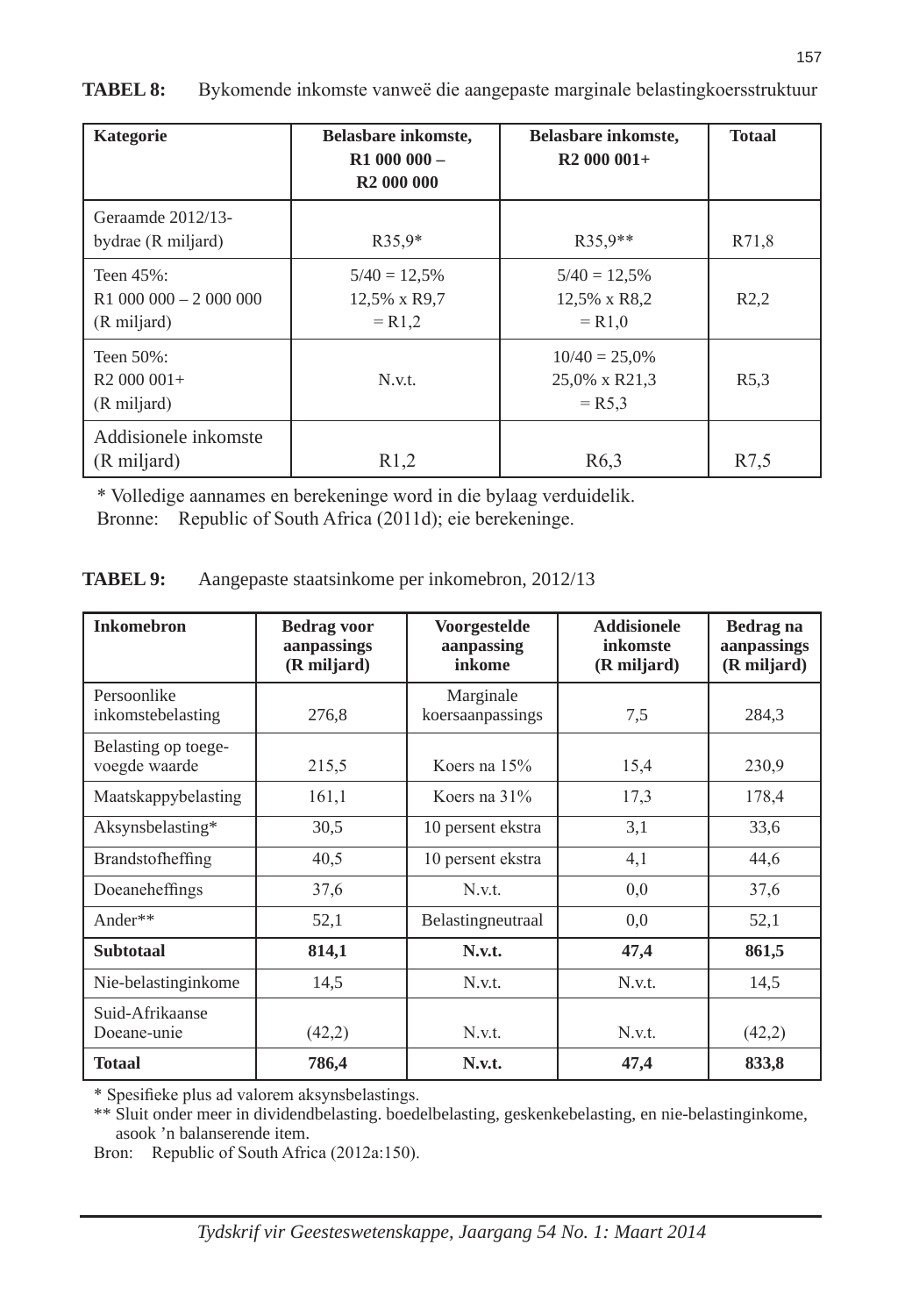**TABEL 8:** Bykomende inkomste vanweë die aangepaste marginale belastingkoersstruktuur

| Kategorie | Belasbare inkomste, R1 000 000 – R2 000 000 | Belasbare inkomste, R2 000 001+ | Totaal |
|---|---|---|---|
| Geraamde 2012/13-bydrae (R miljard) | R35,9* | R35,9** | R71,8 |
| Teen 45%: R1 000 000 – 2 000 000 (R miljard) | 5/40 = 12,5% 12,5% x R9,7 = R1,2 | 5/40 = 12,5% 12,5% x R8,2 = R1,0 | R2,2 |
| Teen 50%: R2 000 001+ (R miljard) | N.v.t. | 10/40 = 25,0% 25,0% x R21,3 = R5,3 | R5,3 |
| Addisionele inkomste (R miljard) | R1,2 | R6,3 | R7,5 |

\* Volledige aannames en berekeninge word in die bylaag verduidelik.
Bronne: Republic of South Africa (2011d); eie berekeninge.

**TABEL 9:** Aangepaste staatsinkome per inkomebron, 2012/13

| Inkomebron | Bedrag voor aanpassings (R miljard) | Voorgestelde aanpassing inkome | Addisionele inkomste (R miljard) | Bedrag na aanpassings (R miljard) |
|---|---|---|---|---|
| Persoonlike inkomstebelasting | 276,8 | Marginale koersaanpassings | 7,5 | 284,3 |
| Belasting op toegevoegde waarde | 215,5 | Koers na 15% | 15,4 | 230,9 |
| Maatskappybelasting | 161,1 | Koers na 31% | 17,3 | 178,4 |
| Aksynsbelasting* | 30,5 | 10 persent ekstra | 3,1 | 33,6 |
| Brandstofheffing | 40,5 | 10 persent ekstra | 4,1 | 44,6 |
| Doeaneheffings | 37,6 | N.v.t. | 0,0 | 37,6 |
| Ander** | 52,1 | Belastingneutraal | 0,0 | 52,1 |
| **Subtotaal** | **814,1** | **N.v.t.** | **47,4** | **861,5** |
| Nie-belastinginkome | 14,5 | N.v.t. | N.v.t. | 14,5 |
| Suid-Afrikaanse Doeane-unie | (42,2) | N.v.t. | N.v.t. | (42,2) |
| **Totaal** | **786,4** | **N.v.t.** | **47,4** | **833,8** |

\* Spesifieke plus ad valorem aksynsbelastings.
\** Sluit onder meer in dividendbelasting. boedelbelasting, geskenkebelasting, en nie-belastinginkome, asook 'n balanserende item.
Bron: Republic of South Africa (2012a:150).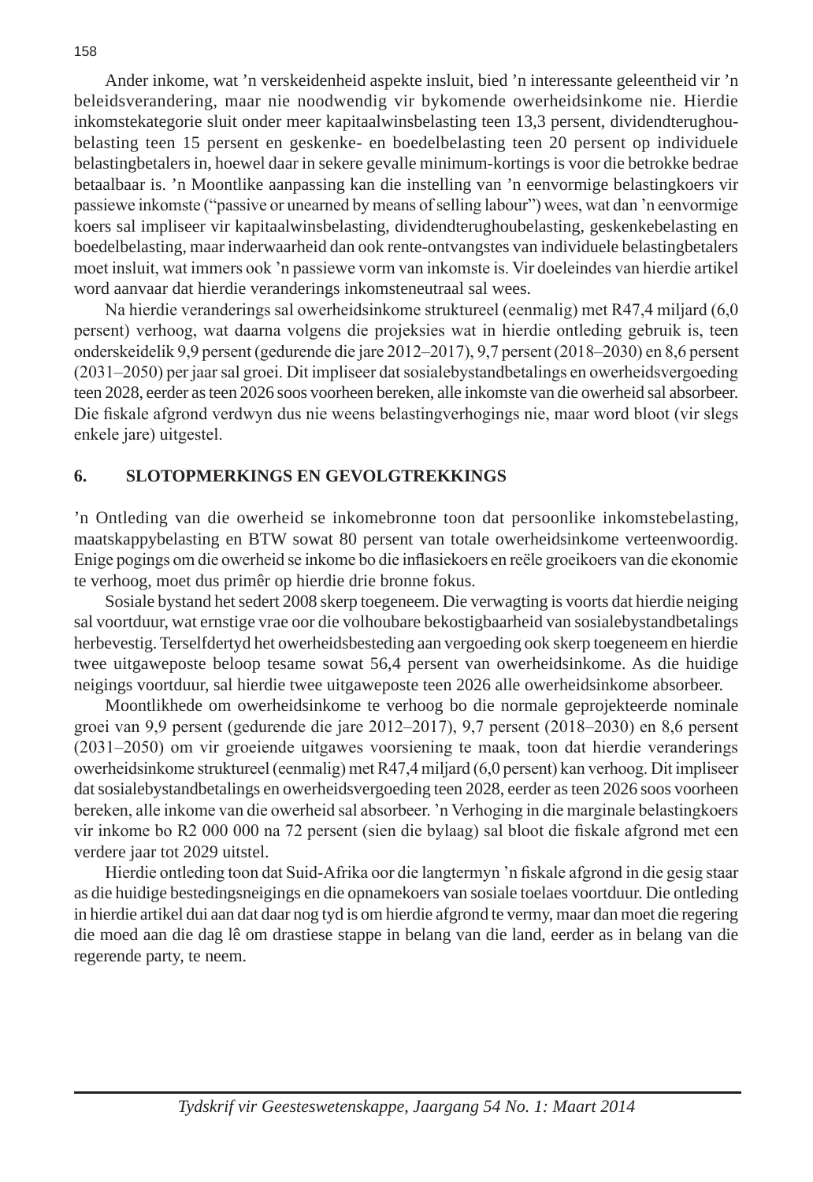Ander inkome, wat 'n verskeidenheid aspekte insluit, bied 'n interessante geleentheid vir 'n beleidsverandering, maar nie noodwendig vir bykomende owerheidsinkome nie. Hierdie inkomstekategorie sluit onder meer kapitaalwinsbelasting teen 13,3 persent, dividendterughoubelasting teen 15 persent en geskenke- en boedelbelasting teen 20 persent op individuele belastingbetalers in, hoewel daar in sekere gevalle minimum-kortings is voor die betrokke bedrae betaalbaar is. 'n Moontlike aanpassing kan die instelling van 'n eenvormige belastingkoers vir passiewe inkomste ("passive or unearned by means of selling labour") wees, wat dan 'n eenvormige koers sal impliseer vir kapitaalwinsbelasting, dividendterughoubelasting, geskenkebelasting en boedelbelasting, maar inderwaarheid dan ook rente-ontvangstes van individuele belastingbetalers moet insluit, wat immers ook 'n passiewe vorm van inkomste is. Vir doeleindes van hierdie artikel word aanvaar dat hierdie veranderings inkomsteneutraal sal wees.

Na hierdie veranderings sal owerheidsinkome struktureel (eenmalig) met R47,4 miljard (6,0 persent) verhoog, wat daarna volgens die projeksies wat in hierdie ontleding gebruik is, teen onderskeidelik 9,9 persent (gedurende die jare 2012–2017), 9,7 persent (2018–2030) en 8,6 persent (2031–2050) per jaar sal groei. Dit impliseer dat sosialebystandbetalings en owerheidsvergoeding teen 2028, eerder as teen 2026 soos voorheen bereken, alle inkomste van die owerheid sal absorbeer. Die fiskale afgrond verdwyn dus nie weens belastingverhogings nie, maar word bloot (vir slegs enkele jare) uitgestel.

## 6. SLOTOPMERKINGS EN GEVOLGTREKKINGS

'n Ontleding van die owerheid se inkomebronne toon dat persoonlike inkomstebelasting, maatskappybelasting en BTW sowat 80 persent van totale owerheidsinkome verteenwoordig. Enige pogings om die owerheid se inkome bo die inflasiekoers en reële groeikoers van die ekonomie te verhoog, moet dus primêr op hierdie drie bronne fokus.

Sosiale bystand het sedert 2008 skerp toegeneem. Die verwagting is voorts dat hierdie neiging sal voortduur, wat ernstige vrae oor die volhoubare bekostigbaarheid van sosialebystandbetalings herbevestig. Terselfdertyd het owerheidsbesteding aan vergoeding ook skerp toegeneem en hierdie twee uitgaweposte beloop tesame sowat 56,4 persent van owerheidsinkome. As die huidige neigings voortduur, sal hierdie twee uitgaweposte teen 2026 alle owerheidsinkome absorbeer.

Moontlikhede om owerheidsinkome te verhoog bo die normale geprojekteerde nominale groei van 9,9 persent (gedurende die jare 2012–2017), 9,7 persent (2018–2030) en 8,6 persent (2031–2050) om vir groeiende uitgawes voorsiening te maak, toon dat hierdie veranderings owerheidsinkome struktureel (eenmalig) met R47,4 miljard (6,0 persent) kan verhoog. Dit impliseer dat sosialebystandbetalings en owerheidsvergoeding teen 2028, eerder as teen 2026 soos voorheen bereken, alle inkome van die owerheid sal absorbeer. 'n Verhoging in die marginale belastingkoers vir inkome bo R2 000 000 na 72 persent (sien die bylaag) sal bloot die fiskale afgrond met een verdere jaar tot 2029 uitstel.

Hierdie ontleding toon dat Suid-Afrika oor die langtermyn 'n fiskale afgrond in die gesig staar as die huidige bestedingsneigings en die opnamekoers van sosiale toelaes voortduur. Die ontleding in hierdie artikel dui aan dat daar nog tyd is om hierdie afgrond te vermy, maar dan moet die regering die moed aan die dag lê om drastiese stappe in belang van die land, eerder as in belang van die regerende party, te neem.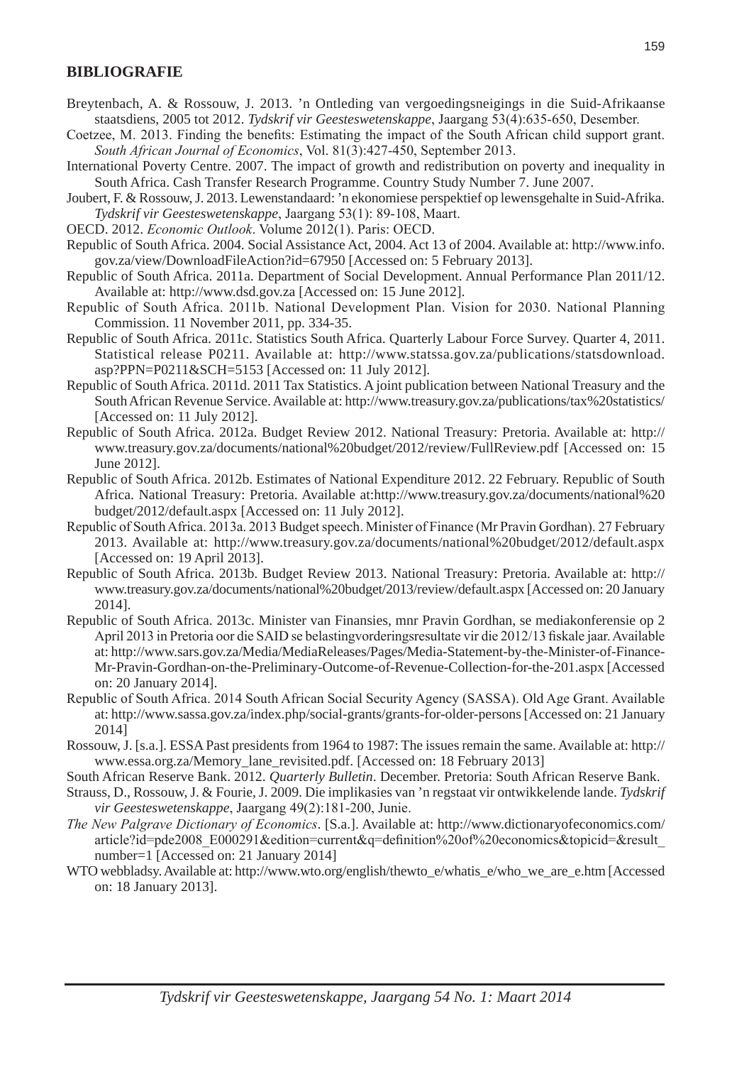## BIBLIOGRAFIE

Breytenbach, A. & Rossouw, J. 2013. 'n Ontleding van vergoedingsneigings in die Suid-Afrikaanse staatsdiens, 2005 tot 2012. *Tydskrif vir Geesteswetenskappe*, Jaargang 53(4):635-650, Desember.

Coetzee, M. 2013. Finding the benefits: Estimating the impact of the South African child support grant. *South African Journal of Economics*, Vol. 81(3):427-450, September 2013.

International Poverty Centre. 2007. The impact of growth and redistribution on poverty and inequality in South Africa. Cash Transfer Research Programme. Country Study Number 7. June 2007.

Joubert, F. & Rossouw, J. 2013. Lewenstandaard: 'n ekonomiese perspektief op lewensgehalte in Suid-Afrika. *Tydskrif vir Geesteswetenskappe*, Jaargang 53(1): 89-108, Maart.

OECD. 2012. *Economic Outlook*. Volume 2012(1). Paris: OECD.

Republic of South Africa. 2004. Social Assistance Act, 2004. Act 13 of 2004. Available at: http://www.info.gov.za/view/DownloadFileAction?id=67950 [Accessed on: 5 February 2013].

Republic of South Africa. 2011a. Department of Social Development. Annual Performance Plan 2011/12. Available at: http://www.dsd.gov.za [Accessed on: 15 June 2012].

Republic of South Africa. 2011b. National Development Plan. Vision for 2030. National Planning Commission. 11 November 2011, pp. 334-35.

Republic of South Africa. 2011c. Statistics South Africa. Quarterly Labour Force Survey. Quarter 4, 2011. Statistical release P0211. Available at: http://www.statssa.gov.za/publications/statsdownload.asp?PPN=P0211&SCH=5153 [Accessed on: 11 July 2012].

Republic of South Africa. 2011d. 2011 Tax Statistics. A joint publication between National Treasury and the South African Revenue Service. Available at: http://www.treasury.gov.za/publications/tax%20statistics/ [Accessed on: 11 July 2012].

Republic of South Africa. 2012a. Budget Review 2012. National Treasury: Pretoria. Available at: http://www.treasury.gov.za/documents/national%20budget/2012/review/FullReview.pdf [Accessed on: 15 June 2012].

Republic of South Africa. 2012b. Estimates of National Expenditure 2012. 22 February. Republic of South Africa. National Treasury: Pretoria. Available at:http://www.treasury.gov.za/documents/national%20budget/2012/default.aspx [Accessed on: 11 July 2012].

Republic of South Africa. 2013a. 2013 Budget speech. Minister of Finance (Mr Pravin Gordhan). 27 February 2013. Available at: http://www.treasury.gov.za/documents/national%20budget/2012/default.aspx [Accessed on: 19 April 2013].

Republic of South Africa. 2013b. Budget Review 2013. National Treasury: Pretoria. Available at: http://www.treasury.gov.za/documents/national%20budget/2013/review/default.aspx [Accessed on: 20 January 2014].

Republic of South Africa. 2013c. Minister van Finansies, mnr Pravin Gordhan, se mediakonferensie op 2 April 2013 in Pretoria oor die SAID se belastingvorderingsresultate vir die 2012/13 fiskale jaar. Available at: http://www.sars.gov.za/Media/MediaReleases/Pages/Media-Statement-by-the-Minister-of-Finance-Mr-Pravin-Gordhan-on-the-Preliminary-Outcome-of-Revenue-Collection-for-the-201.aspx [Accessed on: 20 January 2014].

Republic of South Africa. 2014 South African Social Security Agency (SASSA). Old Age Grant. Available at: http://www.sassa.gov.za/index.php/social-grants/grants-for-older-persons [Accessed on: 21 January 2014]

Rossouw, J. [s.a.]. ESSA Past presidents from 1964 to 1987: The issues remain the same. Available at: http://www.essa.org.za/Memory_lane_revisited.pdf. [Accessed on: 18 February 2013]

South African Reserve Bank. 2012. *Quarterly Bulletin*. December. Pretoria: South African Reserve Bank.

Strauss, D., Rossouw, J. & Fourie, J. 2009. Die implikasies van 'n regstaat vir ontwikkelende lande. *Tydskrif vir Geesteswetenskappe*, Jaargang 49(2):181-200, Junie.

*The New Palgrave Dictionary of Economics*. [S.a.]. Available at: http://www.dictionaryofeconomics.com/article?id=pde2008_E000291&edition=current&q=definition%20of%20economics&topicid=&result_number=1 [Accessed on: 21 January 2014]

WTO webbladsy. Available at: http://www.wto.org/english/thewto_e/whatis_e/who_we_are_e.htm [Accessed on: 18 January 2013].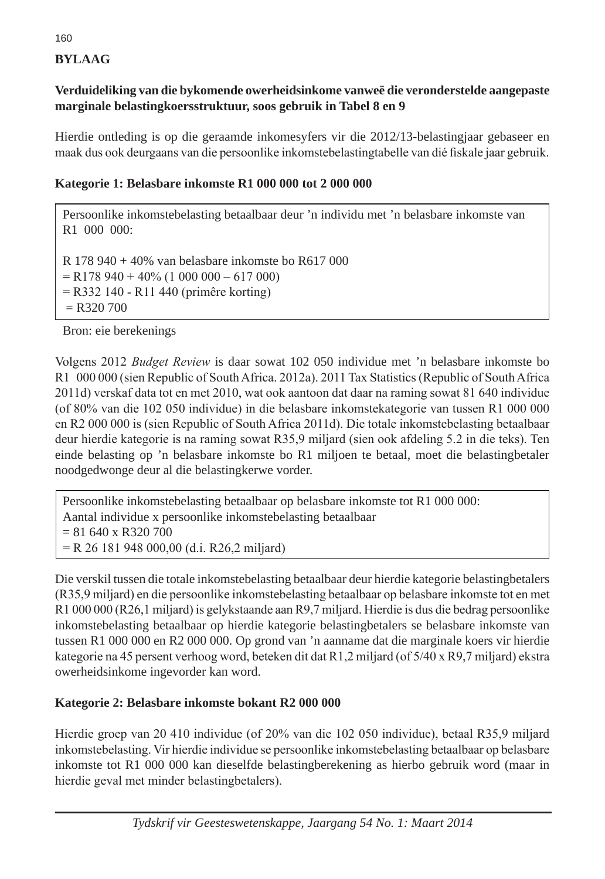## BYLAAG

**Verduideliking van die bykomende owerheidsinkome vanweë die veronderstelde aangepaste marginale belastingkoersstruktuur, soos gebruik in Tabel 8 en 9**

Hierdie ontleding is op die geraamde inkomesyfers vir die 2012/13-belastingjaar gebaseer en maak dus ook deurgaans van die persoonlike inkomstebelastingtabelle van dié fiskale jaar gebruik.

**Kategorie 1: Belasbare inkomste R1 000 000 tot 2 000 000**

|  |
|---|
| Persoonlike inkomstebelasting betaalbaar deur 'n individu met 'n belasbare inkomste van R1 000 000:<br><br>R 178 940 + 40% van belasbare inkomste bo R617 000<br>= R178 940 + 40% (1 000 000 – 617 000)<br>= R332 140 - R11 440 (primêre korting)<br>= R320 700 |

Bron: eie berekenings

Volgens 2012 *Budget Review* is daar sowat 102 050 individue met 'n belasbare inkomste bo R1 000 000 (sien Republic of South Africa. 2012a). 2011 Tax Statistics (Republic of South Africa 2011d) verskaf data tot en met 2010, wat ook aantoon dat daar na raming sowat 81 640 individue (of 80% van die 102 050 individue) in die belasbare inkomstekategorie van tussen R1 000 000 en R2 000 000 is (sien Republic of South Africa 2011d). Die totale inkomstebelasting betaalbaar deur hierdie kategorie is na raming sowat R35,9 miljard (sien ook afdeling 5.2 in die teks). Ten einde belasting op 'n belasbare inkomste bo R1 miljoen te betaal, moet die belastingbetaler noodgedwonge deur al die belastingkerwe vorder.

|  |
|---|
| Persoonlike inkomstebelasting betaalbaar op belasbare inkomste tot R1 000 000:<br>Aantal individue x persoonlike inkomstebelasting betaalbaar<br>= 81 640 x R320 700<br>= R 26 181 948 000,00 (d.i. R26,2 miljard) |

Die verskil tussen die totale inkomstebelasting betaalbaar deur hierdie kategorie belastingbetalers (R35,9 miljard) en die persoonlike inkomstebelasting betaalbaar op belasbare inkomste tot en met R1 000 000 (R26,1 miljard) is gelykstaande aan R9,7 miljard. Hierdie is dus die bedrag persoonlike inkomstebelasting betaalbaar op hierdie kategorie belastingbetalers se belasbare inkomste van tussen R1 000 000 en R2 000 000. Op grond van 'n aanname dat die marginale koers vir hierdie kategorie na 45 persent verhoog word, beteken dit dat R1,2 miljard (of 5/40 x R9,7 miljard) ekstra owerheidsinkome ingevorder kan word.

**Kategorie 2: Belasbare inkomste bokant R2 000 000**

Hierdie groep van 20 410 individue (of 20% van die 102 050 individue), betaal R35,9 miljard inkomstebelasting. Vir hierdie individue se persoonlike inkomstebelasting betaalbaar op belasbare inkomste tot R1 000 000 kan dieselfde belastingberekening as hierbo gebruik word (maar in hierdie geval met minder belastingbetalers).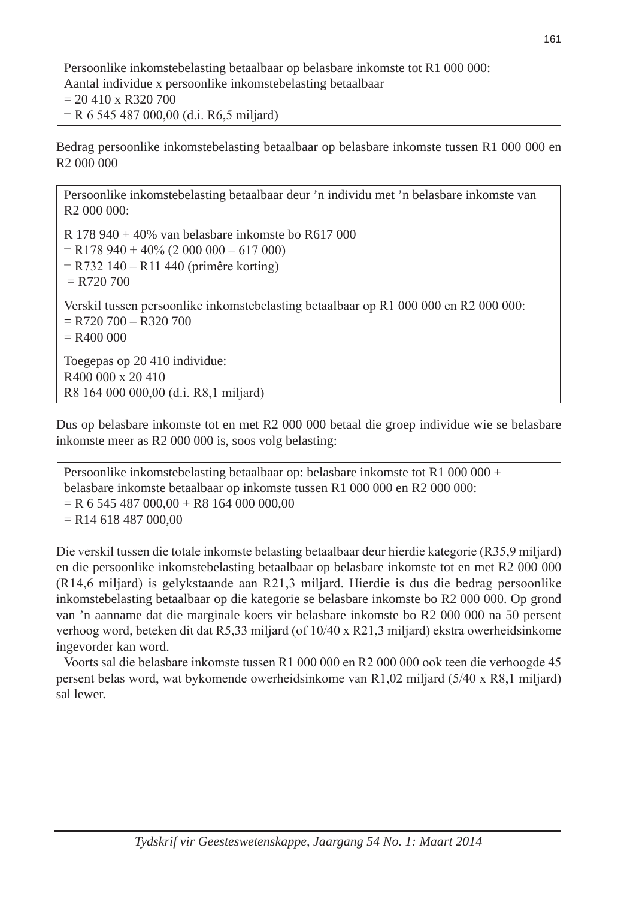Persoonlike inkomstebelasting betaalbaar op belasbare inkomste tot R1 000 000:
Aantal individue x persoonlike inkomstebelasting betaalbaar
= 20 410 x R320 700
= R 6 545 487 000,00 (d.i. R6,5 miljard)

Bedrag persoonlike inkomstebelasting betaalbaar op belasbare inkomste tussen R1 000 000 en R2 000 000

Persoonlike inkomstebelasting betaalbaar deur 'n individu met 'n belasbare inkomste van R2 000 000:

R 178 940 + 40% van belasbare inkomste bo R617 000
= R178 940 + 40% (2 000 000 – 617 000)
= R732 140 – R11 440 (primêre korting)
= R720 700

Verskil tussen persoonlike inkomstebelasting betaalbaar op R1 000 000 en R2 000 000:
= R720 700 – R320 700
= R400 000

Toegepas op 20 410 individue:
R400 000 x 20 410
R8 164 000 000,00 (d.i. R8,1 miljard)

Dus op belasbare inkomste tot en met R2 000 000 betaal die groep individue wie se belasbare inkomste meer as R2 000 000 is, soos volg belasting:

Persoonlike inkomstebelasting betaalbaar op: belasbare inkomste tot R1 000 000 +
belasbare inkomste betaalbaar op inkomste tussen R1 000 000 en R2 000 000:
= R 6 545 487 000,00 + R8 164 000 000,00
= R14 618 487 000,00

Die verskil tussen die totale inkomste belasting betaalbaar deur hierdie kategorie (R35,9 miljard) en die persoonlike inkomstebelasting betaalbaar op belasbare inkomste tot en met R2 000 000 (R14,6 miljard) is gelykstaande aan R21,3 miljard. Hierdie is dus die bedrag persoonlike inkomstebelasting betaalbaar op die kategorie se belasbare inkomste bo R2 000 000. Op grond van 'n aanname dat die marginale koers vir belasbare inkomste bo R2 000 000 na 50 persent verhoog word, beteken dit dat R5,33 miljard (of 10/40 x R21,3 miljard) ekstra owerheidsinkome ingevorder kan word.

Voorts sal die belasbare inkomste tussen R1 000 000 en R2 000 000 ook teen die verhoogde 45 persent belas word, wat bykomende owerheidsinkome van R1,02 miljard (5/40 x R8,1 miljard) sal lewer.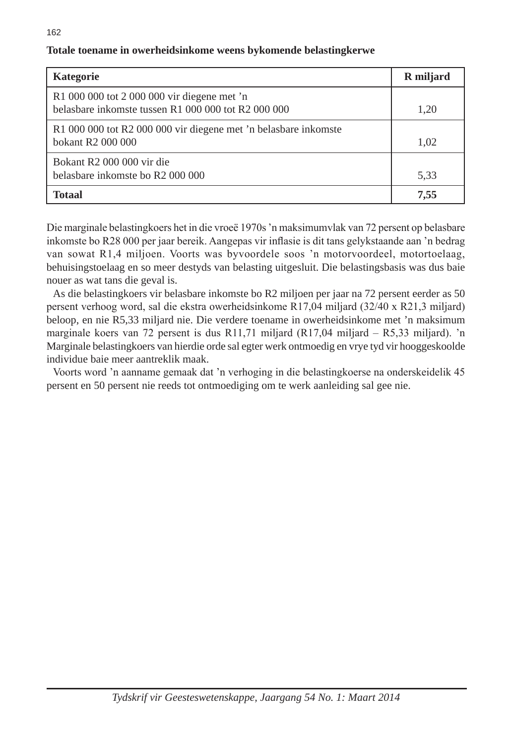**Totale toename in owerheidsinkome weens bykomende belastingkerwe**

| Kategorie | R miljard |
|---|---|
| R1 000 000 tot 2 000 000 vir diegene met 'n belasbare inkomste tussen R1 000 000 tot R2 000 000 | 1,20 |
| R1 000 000 tot R2 000 000 vir diegene met 'n belasbare inkomste bokant R2 000 000 | 1,02 |
| Bokant R2 000 000 vir die belasbare inkomste bo R2 000 000 | 5,33 |
| **Totaal** | **7,55** |

Die marginale belastingkoers het in die vroeë 1970s 'n maksimumvlak van 72 persent op belasbare inkomste bo R28 000 per jaar bereik. Aangepas vir inflasie is dit tans gelykstaande aan 'n bedrag van sowat R1,4 miljoen. Voorts was byvoordele soos 'n motorvoordeel, motortoelaag, behuisingstoelaag en so meer destyds van belasting uitgesluit. Die belastingsbasis was dus baie nouer as wat tans die geval is.

As die belastingkoers vir belasbare inkomste bo R2 miljoen per jaar na 72 persent eerder as 50 persent verhoog word, sal die ekstra owerheidsinkome R17,04 miljard (32/40 x R21,3 miljard) beloop, en nie R5,33 miljard nie. Die verdere toename in owerheidsinkome met 'n maksimum marginale koers van 72 persent is dus R11,71 miljard (R17,04 miljard – R5,33 miljard). 'n Marginale belastingkoers van hierdie orde sal egter werk ontmoedig en vrye tyd vir hooggeskoolde individue baie meer aantreklik maak.

Voorts word 'n aanname gemaak dat 'n verhoging in die belastingkoerse na onderskeidelik 45 persent en 50 persent nie reeds tot ontmoediging om te werk aanleiding sal gee nie.